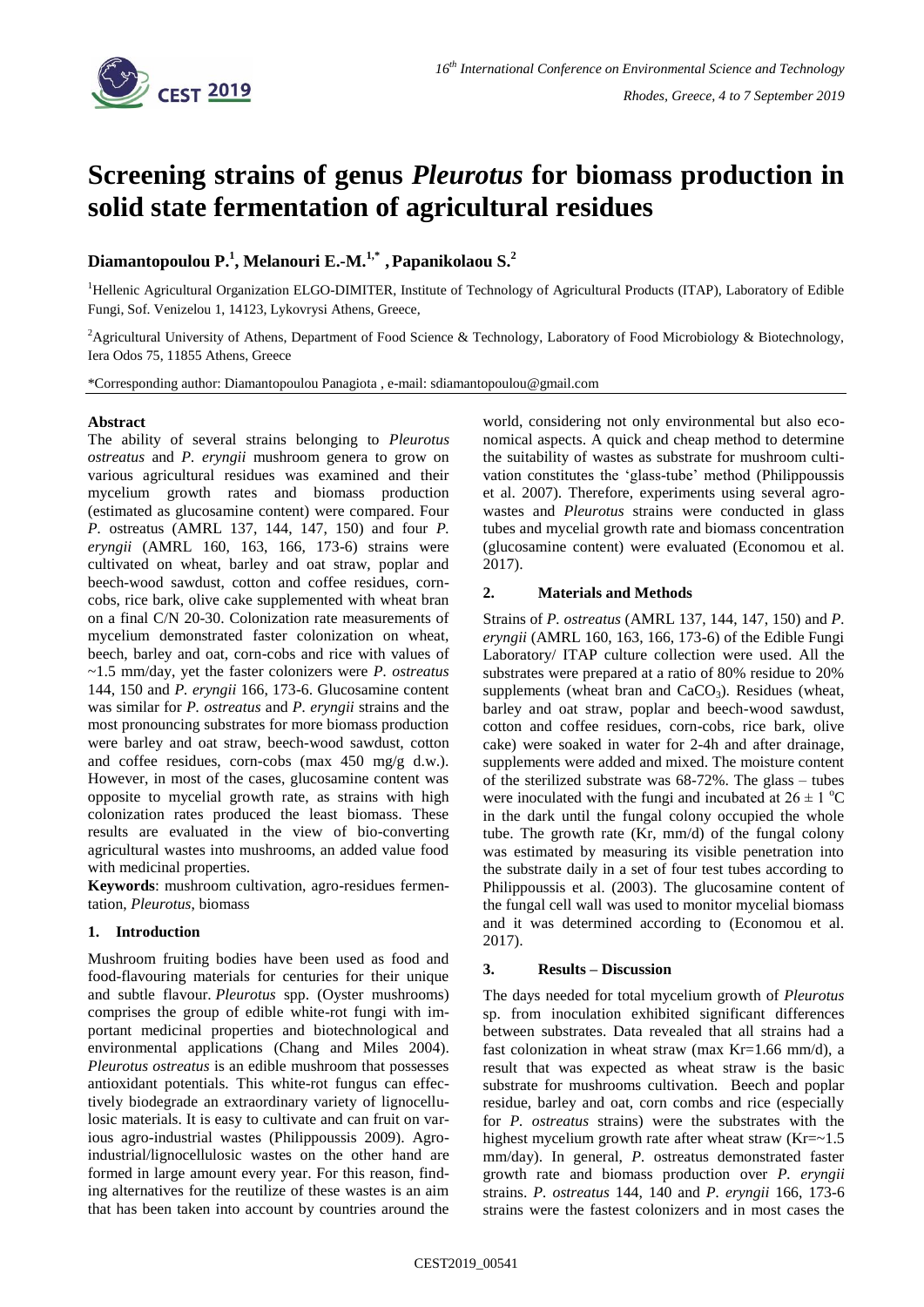# Screening strains of genus *Pleurotus* for biomass production in solid state fermentation of agricultural residues

**Diamantopoulou P.[1], Melanouri E.-M.[1,*], Papanikolaou S.[2]**

[1]Hellenic Agricultural Organization ELGO-DIMITER, Institute of Technology of Agricultural Products (ITAP), Laboratory of Edible Fungi, Sof. Venizelou 1, 14123, Lykovrysi Athens, Greece,

[2]Agricultural University of Athens, Department of Food Science & Technology, Laboratory of Food Microbiology & Biotechnology, Iera Odos 75, 11855 Athens, Greece

*Corresponding author: Diamantopoulou Panagiota , e-mail: sdiamantopoulou@gmail.com

## Abstract

The ability of several strains belonging to *Pleurotus ostreatus* and *P. eryngii* mushroom genera to grow on various agricultural residues was examined and their mycelium growth rates and biomass production (estimated as glucosamine content) were compared. Four *P.* ostreatus (AMRL 137, 144, 147, 150) and four *P. eryngii* (AMRL 160, 163, 166, 173-6) strains were cultivated on wheat, barley and oat straw, poplar and beech-wood sawdust, cotton and coffee residues, corn-cobs, rice bark, olive cake supplemented with wheat bran on a final C/N 20-30. Colonization rate measurements of mycelium demonstrated faster colonization on wheat, beech, barley and oat, corn-cobs and rice with values of ~1.5 mm/day, yet the faster colonizers were *P. ostreatus* 144, 150 and *P. eryngii* 166, 173-6. Glucosamine content was similar for *P. ostreatus* and *P. eryngii* strains and the most pronouncing substrates for more biomass production were barley and oat straw, beech-wood sawdust, cotton and coffee residues, corn-cobs (max 450 mg/g d.w.). However, in most of the cases, glucosamine content was opposite to mycelial growth rate, as strains with high colonization rates produced the least biomass. These results are evaluated in the view of bio-converting agricultural wastes into mushrooms, an added value food with medicinal properties.

**Keywords**: mushroom cultivation, agro-residues fermentation, *Pleurotus*, biomass

## 1. Introduction

Mushroom fruiting bodies have been used as food and food-flavouring materials for centuries for their unique and subtle flavour. *Pleurotus* spp. (Oyster mushrooms) comprises the group of edible white-rot fungi with important medicinal properties and biotechnological and environmental applications (Chang and Miles 2004). *Pleurotus ostreatus* is an edible mushroom that possesses antioxidant potentials. This white-rot fungus can effectively biodegrade an extraordinary variety of lignocellulosic materials. It is easy to cultivate and can fruit on various agro-industrial wastes (Philippoussis 2009). Agro-industrial/lignocellulosic wastes on the other hand are formed in large amount every year. For this reason, finding alternatives for the reutilize of these wastes is an aim that has been taken into account by countries around the world, considering not only environmental but also economical aspects. A quick and cheap method to determine the suitability of wastes as substrate for mushroom cultivation constitutes the 'glass-tube' method (Philippoussis et al. 2007). Therefore, experiments using several agro-wastes and *Pleurotus* strains were conducted in glass tubes and mycelial growth rate and biomass concentration (glucosamine content) were evaluated (Economou et al. 2017).

## 2. Materials and Methods

Strains of *P. ostreatus* (AMRL 137, 144, 147, 150) and *P. eryngii* (AMRL 160, 163, 166, 173-6) of the Edible Fungi Laboratory/ ITAP culture collection were used. All the substrates were prepared at a ratio of 80% residue to 20% supplements (wheat bran and $CaCO_3$). Residues (wheat, barley and oat straw, poplar and beech-wood sawdust, cotton and coffee residues, corn-cobs, rice bark, olive cake) were soaked in water for 2-4h and after drainage, supplements were added and mixed. The moisture content of the sterilized substrate was 68-72%. The glass – tubes were inoculated with the fungi and incubated at $26 \pm 1$ °C in the dark until the fungal colony occupied the whole tube. The growth rate (Kr, mm/d) of the fungal colony was estimated by measuring its visible penetration into the substrate daily in a set of four test tubes according to Philippoussis et al. (2003). The glucosamine content of the fungal cell wall was used to monitor mycelial biomass and it was determined according to (Economou et al. 2017).

## 3. Results – Discussion

The days needed for total mycelium growth of *Pleurotus* sp. from inoculation exhibited significant differences between substrates. Data revealed that all strains had a fast colonization in wheat straw (max Kr=1.66 mm/d), a result that was expected as wheat straw is the basic substrate for mushrooms cultivation. Beech and poplar residue, barley and oat, corn combs and rice (especially for *P. ostreatus* strains) were the substrates with the highest mycelium growth rate after wheat straw (Kr=~1.5 mm/day). In general, *P.* ostreatus demonstrated faster growth rate and biomass production over *P. eryngii* strains. *P. ostreatus* 144, 140 and *P. eryngii* 166, 173-6 strains were the fastest colonizers and in most cases the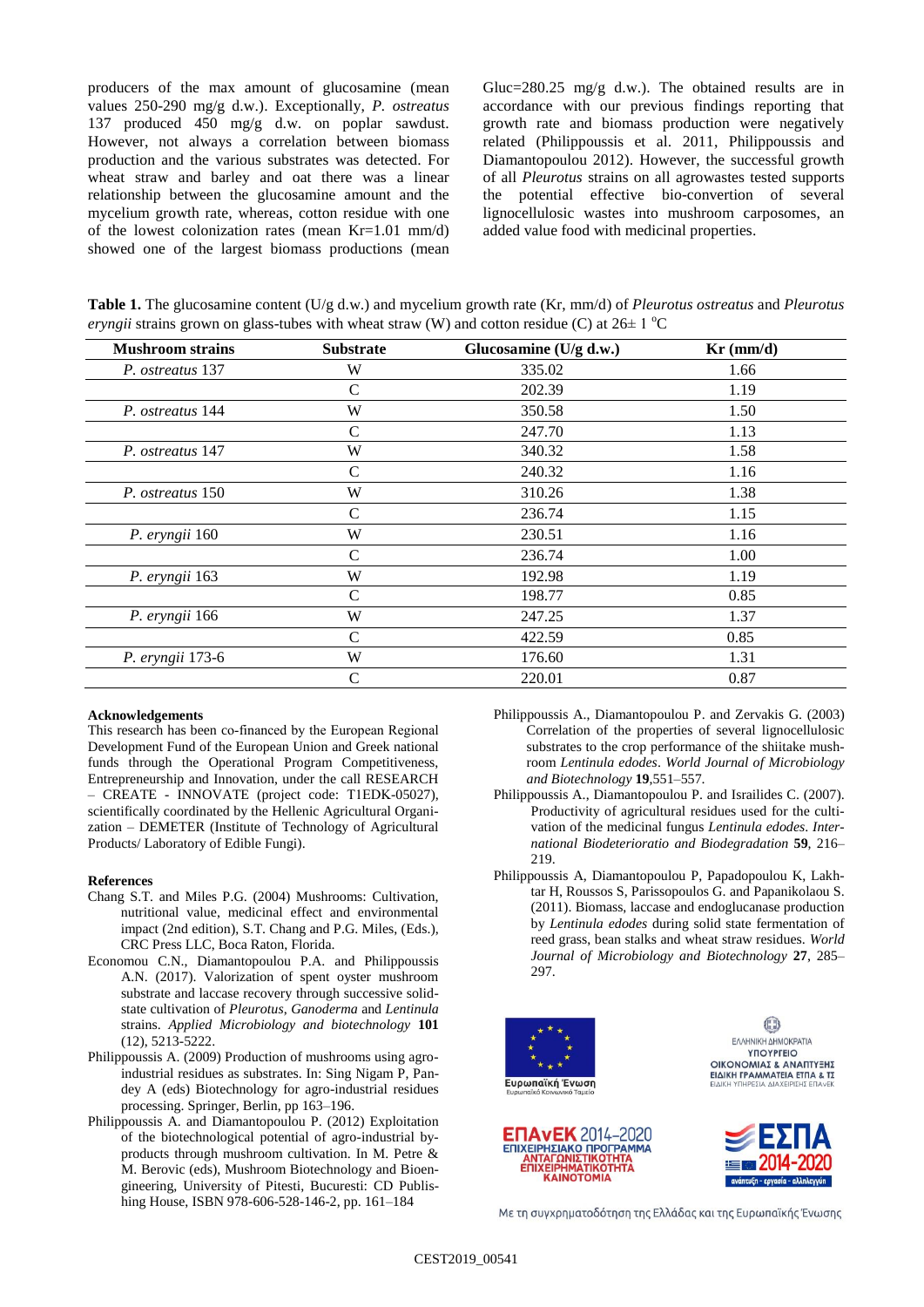producers of the max amount of glucosamine (mean values 250-290 mg/g d.w.). Exceptionally, *P. ostreatus* 137 produced 450 mg/g d.w. on poplar sawdust. However, not always a correlation between biomass production and the various substrates was detected. For wheat straw and barley and oat there was a linear relationship between the glucosamine amount and the mycelium growth rate, whereas, cotton residue with one of the lowest colonization rates (mean Kr=1.01 mm/d) showed one of the largest biomass productions (mean Gluc=280.25 mg/g d.w.). The obtained results are in accordance with our previous findings reporting that growth rate and biomass production were negatively related (Philippoussis et al. 2011, Philippoussis and Diamantopoulou 2012). However, the successful growth of all *Pleurotus* strains on all agrowastes tested supports the potential effective bio-convertion of several lignocellulosic wastes into mushroom carposomes, an added value food with medicinal properties.

**Table 1.** The glucosamine content (U/g d.w.) and mycelium growth rate (Kr, mm/d) of *Pleurotus ostreatus* and *Pleurotus eryngii* strains grown on glass-tubes with wheat straw (W) and cotton residue (C) at 26± 1 $^{o}$C

| Mushroom strains | Substrate | Glucosamine (U/g d.w.) | Kr (mm/d) |
|---|---|---|---|
| *P. ostreatus* 137 | W | 335.02 | 1.66 |
| | C | 202.39 | 1.19 |
| *P. ostreatus* 144 | W | 350.58 | 1.50 |
| | C | 247.70 | 1.13 |
| *P. ostreatus* 147 | W | 340.32 | 1.58 |
| | C | 240.32 | 1.16 |
| *P. ostreatus* 150 | W | 310.26 | 1.38 |
| | C | 236.74 | 1.15 |
| *P. eryngii* 160 | W | 230.51 | 1.16 |
| | C | 236.74 | 1.00 |
| *P. eryngii* 163 | W | 192.98 | 1.19 |
| | C | 198.77 | 0.85 |
| *P. eryngii* 166 | W | 247.25 | 1.37 |
| | C | 422.59 | 0.85 |
| *P. eryngii* 173-6 | W | 176.60 | 1.31 |
| | C | 220.01 | 0.87 |

**Acknowledgements**

This research has been co-financed by the European Regional Development Fund of the European Union and Greek national funds through the Operational Program Competitiveness, Entrepreneurship and Innovation, under the call RESEARCH – CREATE - INNOVATE (project code: T1EDK-05027), scientifically coordinated by the Hellenic Agricultural Organization – DEMETER (Institute of Technology of Agricultural Products/ Laboratory of Edible Fungi).

**References**

Chang S.T. and Miles P.G. (2004) Mushrooms: Cultivation, nutritional value, medicinal effect and environmental impact (2nd edition), S.T. Chang and P.G. Miles, (Eds.), CRC Press LLC, Boca Raton, Florida.

Economou C.N., Diamantopoulou P.A. and Philippoussis A.N. (2017). Valorization of spent oyster mushroom substrate and laccase recovery through successive solid-state cultivation of *Pleurotus*, *Ganoderma* and *Lentinula* strains. *Applied Microbiology and biotechnology* **101** (12), 5213-5222.

Philippoussis A. (2009) Production of mushrooms using agro-industrial residues as substrates. In: Sing Nigam P, Pandey A (eds) Biotechnology for agro-industrial residues processing. Springer, Berlin, pp 163–196.

Philippoussis A. and Diamantopoulou P. (2012) Exploitation of the biotechnological potential of agro-industrial by-products through mushroom cultivation. In M. Petre & M. Berovic (eds), Mushroom Biotechnology and Bioengineering, University of Pitesti, Bucuresti: CD Publishing House, ISBN 978-606-528-146-2, pp. 161–184

Philippoussis A., Diamantopoulou P. and Zervakis G. (2003) Correlation of the properties of several lignocellulosic substrates to the crop performance of the shiitake mushroom *Lentinula edodes*. *World Journal of Microbiology and Biotechnology* **19**,551–557.

Philippoussis A., Diamantopoulou P. and Israilides C. (2007). Productivity of agricultural residues used for the cultivation of the medicinal fungus *Lentinula edodes*. *International Biodeterioratio and Biodegradation* **59**, 216–219.

Philippoussis A, Diamantopoulou P, Papadopoulou K, Lakhtar H, Roussos S, Parissopoulos G. and Papanikolaou S. (2011). Biomass, laccase and endoglucanase production by *Lentinula edodes* during solid state fermentation of reed grass, bean stalks and wheat straw residues. *World Journal of Microbiology and Biotechnology* **27**, 285–297.

Ευρωπαϊκή Ένωση
Ευρωπαϊκό Κοινωνικό Ταμείο

ΕΛΛΗΝΙΚΗ ΔΗΜΟΚΡΑΤΙΑ
ΥΠΟΥΡΓΕΙΟ
ΟΙΚΟΝΟΜΙΑΣ & ΑΝΑΠΤΥΞΗΣ
ΕΙΔΙΚΗ ΓΡΑΜΜΑΤΕΙΑ ΕΤΠΑ & ΤΣ
ΕΙΔΙΚΗ ΥΠΗΡΕΣΙΑ ΔΙΑΧΕΙΡΙΣΗΣ ΕΠΑνΕΚ

ΕΠΑνΕΚ 2014-2020
ΕΠΙΧΕΙΡΗΣΙΑΚΟ ΠΡΟΓΡΑΜΜΑ
ΑΝΤΑΓΩΝΙΣΤΙΚΟΤΗΤΑ
ΕΠΙΧΕΙΡΗΜΑΤΙΚΟΤΗΤΑ
ΚΑΙΝΟΤΟΜΙΑ

ΕΣΠΑ 2014-2020
ανάπτυξη - εργασία - αλληλεγγύη

Με τη συγχρηματοδότηση της Ελλάδας και της Ευρωπαϊκής Ένωσης